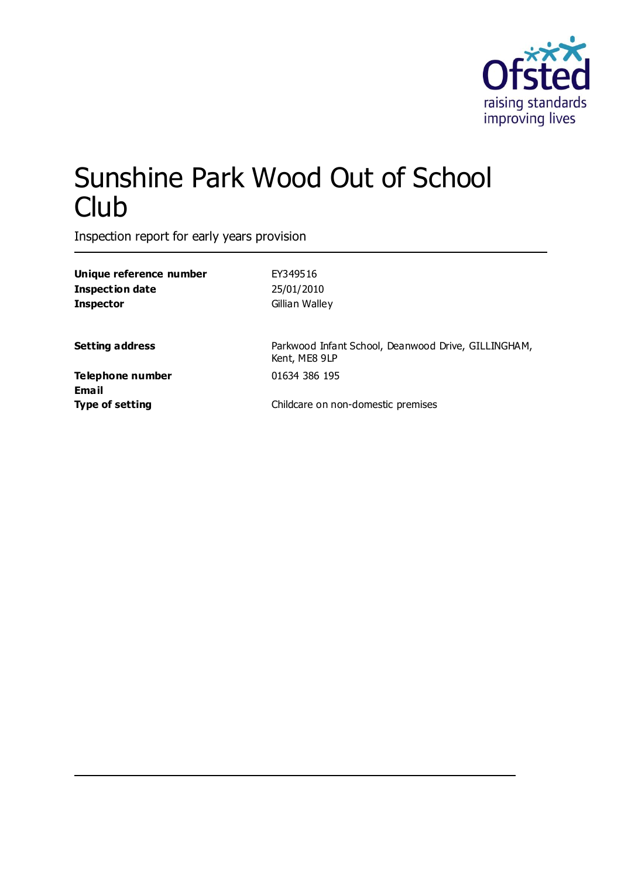# Sunshine Park Wood Out of School Club

Inspection report for early years provision

| | |
|---|---|
| **Unique reference number** | EY349516 |
| **Inspection date** | 25/01/2010 |
| **Inspector** | Gillian Walley |
| | |
| **Setting address** | Parkwood Infant School, Deanwood Drive, GILLINGHAM, Kent, ME8 9LP |
| **Telephone number** | 01634 386 195 |
| **Email** | |
| **Type of setting** | Childcare on non-domestic premises |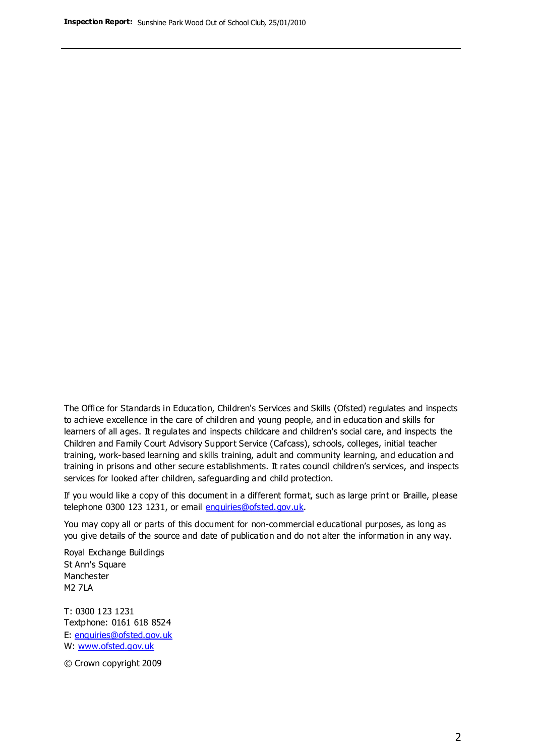The Office for Standards in Education, Children's Services and Skills (Ofsted) regulates and inspects to achieve excellence in the care of children and young people, and in education and skills for learners of all ages. It regulates and inspects childcare and children's social care, and inspects the Children and Family Court Advisory Support Service (Cafcass), schools, colleges, initial teacher training, work-based learning and skills training, adult and community learning, and education and training in prisons and other secure establishments. It rates council children's services, and inspects services for looked after children, safeguarding and child protection.

If you would like a copy of this document in a different format, such as large print or Braille, please telephone 0300 123 1231, or email enquiries@ofsted.gov.uk.

You may copy all or parts of this document for non-commercial educational purposes, as long as you give details of the source and date of publication and do not alter the information in any way.

Royal Exchange Buildings
St Ann's Square
Manchester
M2 7LA

T: 0300 123 1231
Textphone: 0161 618 8524
E: enquiries@ofsted.gov.uk
W: www.ofsted.gov.uk

© Crown copyright 2009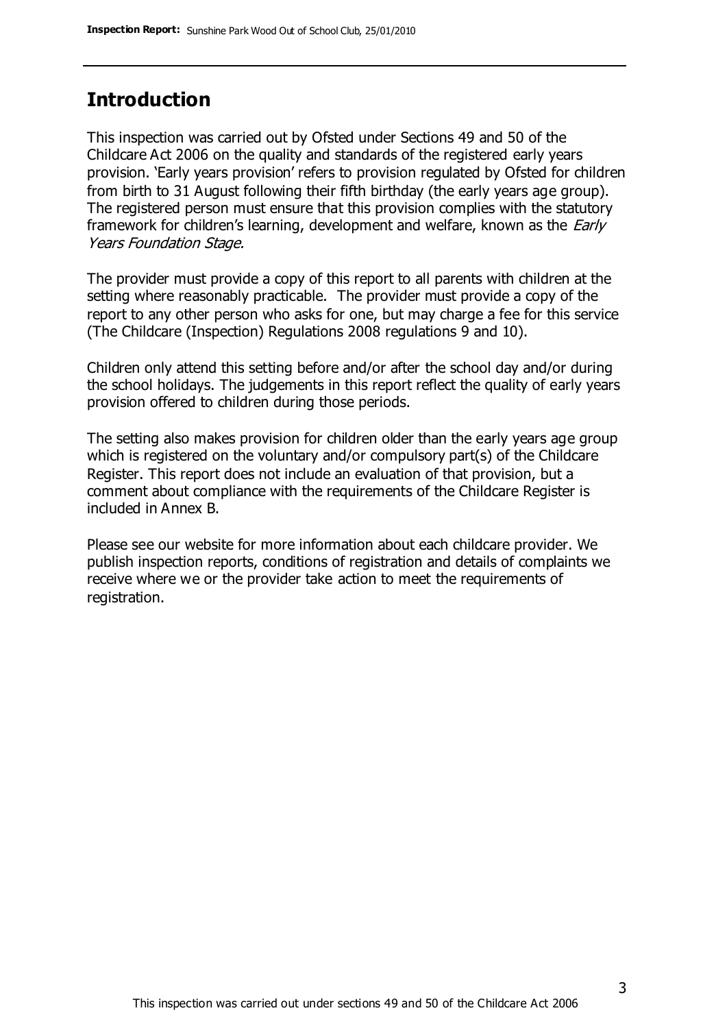## Introduction

This inspection was carried out by Ofsted under Sections 49 and 50 of the Childcare Act 2006 on the quality and standards of the registered early years provision. 'Early years provision' refers to provision regulated by Ofsted for children from birth to 31 August following their fifth birthday (the early years age group). The registered person must ensure that this provision complies with the statutory framework for children's learning, development and welfare, known as the *Early Years Foundation Stage.*

The provider must provide a copy of this report to all parents with children at the setting where reasonably practicable. The provider must provide a copy of the report to any other person who asks for one, but may charge a fee for this service (The Childcare (Inspection) Regulations 2008 regulations 9 and 10).

Children only attend this setting before and/or after the school day and/or during the school holidays. The judgements in this report reflect the quality of early years provision offered to children during those periods.

The setting also makes provision for children older than the early years age group which is registered on the voluntary and/or compulsory part(s) of the Childcare Register. This report does not include an evaluation of that provision, but a comment about compliance with the requirements of the Childcare Register is included in Annex B.

Please see our website for more information about each childcare provider. We publish inspection reports, conditions of registration and details of complaints we receive where we or the provider take action to meet the requirements of registration.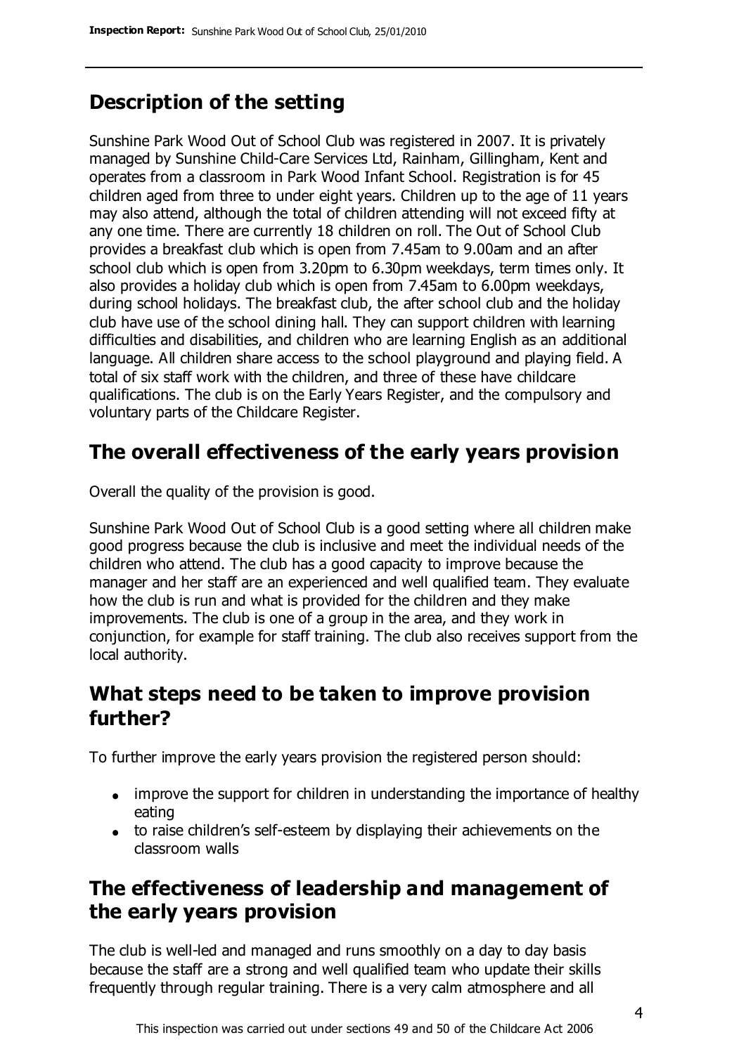## Description of the setting

Sunshine Park Wood Out of School Club was registered in 2007. It is privately managed by Sunshine Child-Care Services Ltd, Rainham, Gillingham, Kent and operates from a classroom in Park Wood Infant School. Registration is for 45 children aged from three to under eight years. Children up to the age of 11 years may also attend, although the total of children attending will not exceed fifty at any one time. There are currently 18 children on roll. The Out of School Club provides a breakfast club which is open from 7.45am to 9.00am and an after school club which is open from 3.20pm to 6.30pm weekdays, term times only. It also provides a holiday club which is open from 7.45am to 6.00pm weekdays, during school holidays. The breakfast club, the after school club and the holiday club have use of the school dining hall. They can support children with learning difficulties and disabilities, and children who are learning English as an additional language. All children share access to the school playground and playing field. A total of six staff work with the children, and three of these have childcare qualifications. The club is on the Early Years Register, and the compulsory and voluntary parts of the Childcare Register.

## The overall effectiveness of the early years provision

Overall the quality of the provision is good.

Sunshine Park Wood Out of School Club is a good setting where all children make good progress because the club is inclusive and meet the individual needs of the children who attend. The club has a good capacity to improve because the manager and her staff are an experienced and well qualified team. They evaluate how the club is run and what is provided for the children and they make improvements. The club is one of a group in the area, and they work in conjunction, for example for staff training. The club also receives support from the local authority.

## What steps need to be taken to improve provision further?

To further improve the early years provision the registered person should:

- improve the support for children in understanding the importance of healthy eating
- to raise children's self-esteem by displaying their achievements on the classroom walls

## The effectiveness of leadership and management of the early years provision

The club is well-led and managed and runs smoothly on a day to day basis because the staff are a strong and well qualified team who update their skills frequently through regular training. There is a very calm atmosphere and all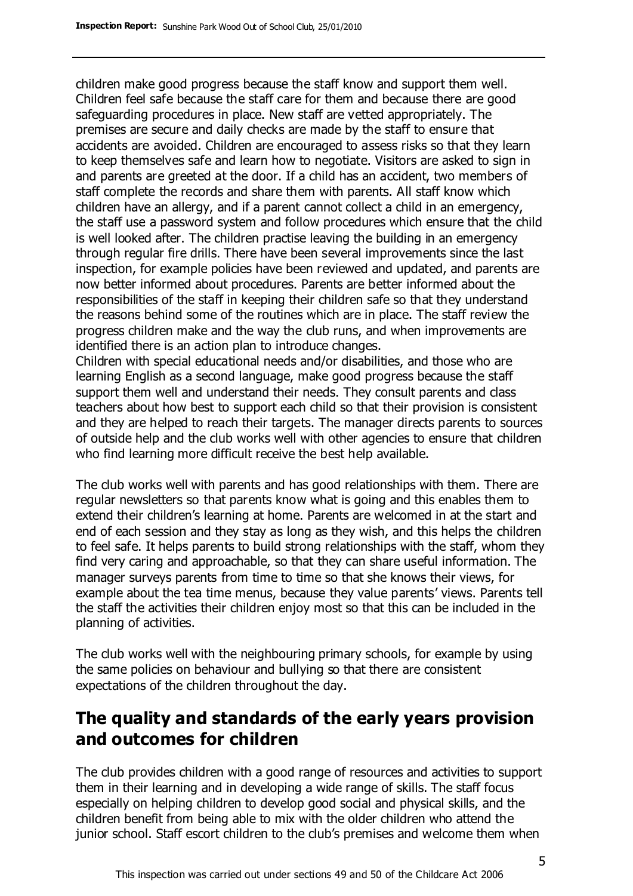children make good progress because the staff know and support them well. Children feel safe because the staff care for them and because there are good safeguarding procedures in place. New staff are vetted appropriately. The premises are secure and daily checks are made by the staff to ensure that accidents are avoided. Children are encouraged to assess risks so that they learn to keep themselves safe and learn how to negotiate. Visitors are asked to sign in and parents are greeted at the door. If a child has an accident, two members of staff complete the records and share them with parents. All staff know which children have an allergy, and if a parent cannot collect a child in an emergency, the staff use a password system and follow procedures which ensure that the child is well looked after. The children practise leaving the building in an emergency through regular fire drills. There have been several improvements since the last inspection, for example policies have been reviewed and updated, and parents are now better informed about procedures. Parents are better informed about the responsibilities of the staff in keeping their children safe so that they understand the reasons behind some of the routines which are in place. The staff review the progress children make and the way the club runs, and when improvements are identified there is an action plan to introduce changes.
Children with special educational needs and/or disabilities, and those who are learning English as a second language, make good progress because the staff support them well and understand their needs. They consult parents and class teachers about how best to support each child so that their provision is consistent and they are helped to reach their targets. The manager directs parents to sources of outside help and the club works well with other agencies to ensure that children who find learning more difficult receive the best help available.

The club works well with parents and has good relationships with them. There are regular newsletters so that parents know what is going and this enables them to extend their children's learning at home. Parents are welcomed in at the start and end of each session and they stay as long as they wish, and this helps the children to feel safe. It helps parents to build strong relationships with the staff, whom they find very caring and approachable, so that they can share useful information. The manager surveys parents from time to time so that she knows their views, for example about the tea time menus, because they value parents' views. Parents tell the staff the activities their children enjoy most so that this can be included in the planning of activities.

The club works well with the neighbouring primary schools, for example by using the same policies on behaviour and bullying so that there are consistent expectations of the children throughout the day.

## The quality and standards of the early years provision and outcomes for children

The club provides children with a good range of resources and activities to support them in their learning and in developing a wide range of skills. The staff focus especially on helping children to develop good social and physical skills, and the children benefit from being able to mix with the older children who attend the junior school. Staff escort children to the club's premises and welcome them when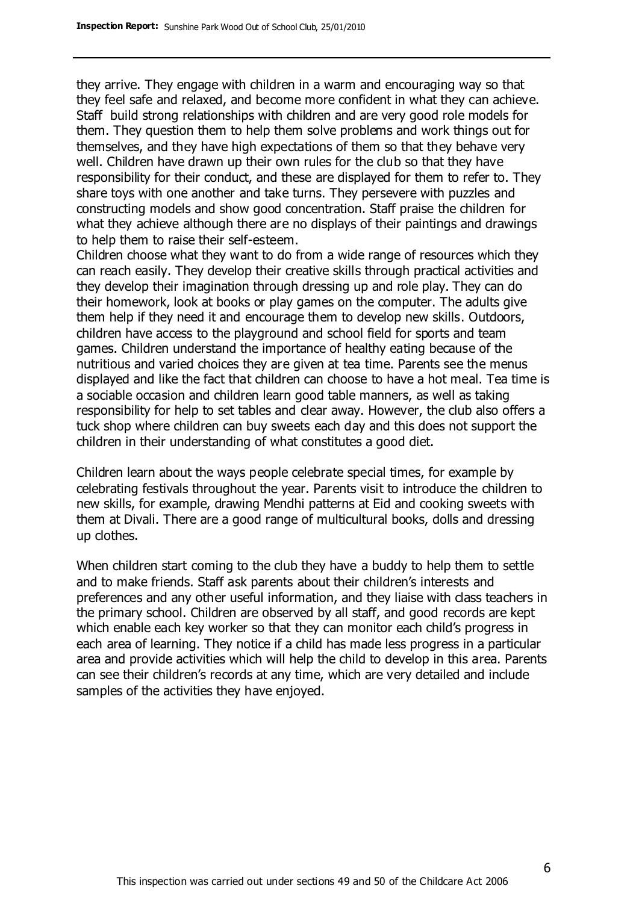they arrive. They engage with children in a warm and encouraging way so that they feel safe and relaxed, and become more confident in what they can achieve. Staff build strong relationships with children and are very good role models for them. They question them to help them solve problems and work things out for themselves, and they have high expectations of them so that they behave very well. Children have drawn up their own rules for the club so that they have responsibility for their conduct, and these are displayed for them to refer to. They share toys with one another and take turns. They persevere with puzzles and constructing models and show good concentration. Staff praise the children for what they achieve although there are no displays of their paintings and drawings to help them to raise their self-esteem.

Children choose what they want to do from a wide range of resources which they can reach easily. They develop their creative skills through practical activities and they develop their imagination through dressing up and role play. They can do their homework, look at books or play games on the computer. The adults give them help if they need it and encourage them to develop new skills. Outdoors, children have access to the playground and school field for sports and team games. Children understand the importance of healthy eating because of the nutritious and varied choices they are given at tea time. Parents see the menus displayed and like the fact that children can choose to have a hot meal. Tea time is a sociable occasion and children learn good table manners, as well as taking responsibility for help to set tables and clear away. However, the club also offers a tuck shop where children can buy sweets each day and this does not support the children in their understanding of what constitutes a good diet.

Children learn about the ways people celebrate special times, for example by celebrating festivals throughout the year. Parents visit to introduce the children to new skills, for example, drawing Mendhi patterns at Eid and cooking sweets with them at Divali. There are a good range of multicultural books, dolls and dressing up clothes.

When children start coming to the club they have a buddy to help them to settle and to make friends. Staff ask parents about their children's interests and preferences and any other useful information, and they liaise with class teachers in the primary school. Children are observed by all staff, and good records are kept which enable each key worker so that they can monitor each child's progress in each area of learning. They notice if a child has made less progress in a particular area and provide activities which will help the child to develop in this area. Parents can see their children's records at any time, which are very detailed and include samples of the activities they have enjoyed.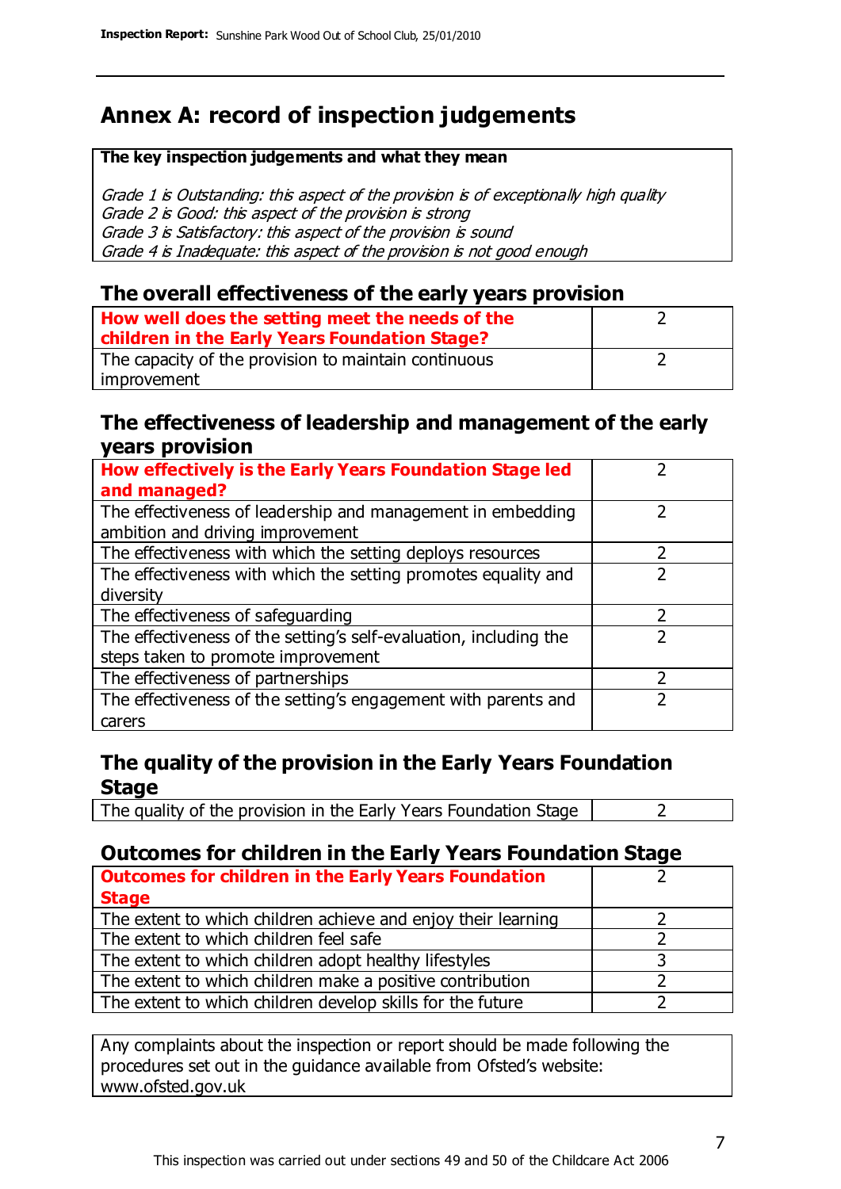# Annex A: record of inspection judgements

**The key inspection judgements and what they mean**

*Grade 1 is Outstanding: this aspect of the provision is of exceptionally high quality*
*Grade 2 is Good: this aspect of the provision is strong*
*Grade 3 is Satisfactory: this aspect of the provision is sound*
*Grade 4 is Inadequate: this aspect of the provision is not good enough*

## The overall effectiveness of the early years provision

| | |
|---|---|
| **How well does the setting meet the needs of the children in the Early Years Foundation Stage?** | 2 |
| The capacity of the provision to maintain continuous improvement | 2 |

## The effectiveness of leadership and management of the early years provision

| | |
|---|---|
| **How effectively is the Early Years Foundation Stage led and managed?** | 2 |
| The effectiveness of leadership and management in embedding ambition and driving improvement | 2 |
| The effectiveness with which the setting deploys resources | 2 |
| The effectiveness with which the setting promotes equality and diversity | 2 |
| The effectiveness of safeguarding | 2 |
| The effectiveness of the setting's self-evaluation, including the steps taken to promote improvement | 2 |
| The effectiveness of partnerships | 2 |
| The effectiveness of the setting's engagement with parents and carers | 2 |

## The quality of the provision in the Early Years Foundation Stage

| | |
|---|---|
| The quality of the provision in the Early Years Foundation Stage | 2 |

## Outcomes for children in the Early Years Foundation Stage

| | |
|---|---|
| **Outcomes for children in the Early Years Foundation Stage** | 2 |
| The extent to which children achieve and enjoy their learning | 2 |
| The extent to which children feel safe | 2 |
| The extent to which children adopt healthy lifestyles | 3 |
| The extent to which children make a positive contribution | 2 |
| The extent to which children develop skills for the future | 2 |

Any complaints about the inspection or report should be made following the procedures set out in the guidance available from Ofsted's website: www.ofsted.gov.uk

This inspection was carried out under sections 49 and 50 of the Childcare Act 2006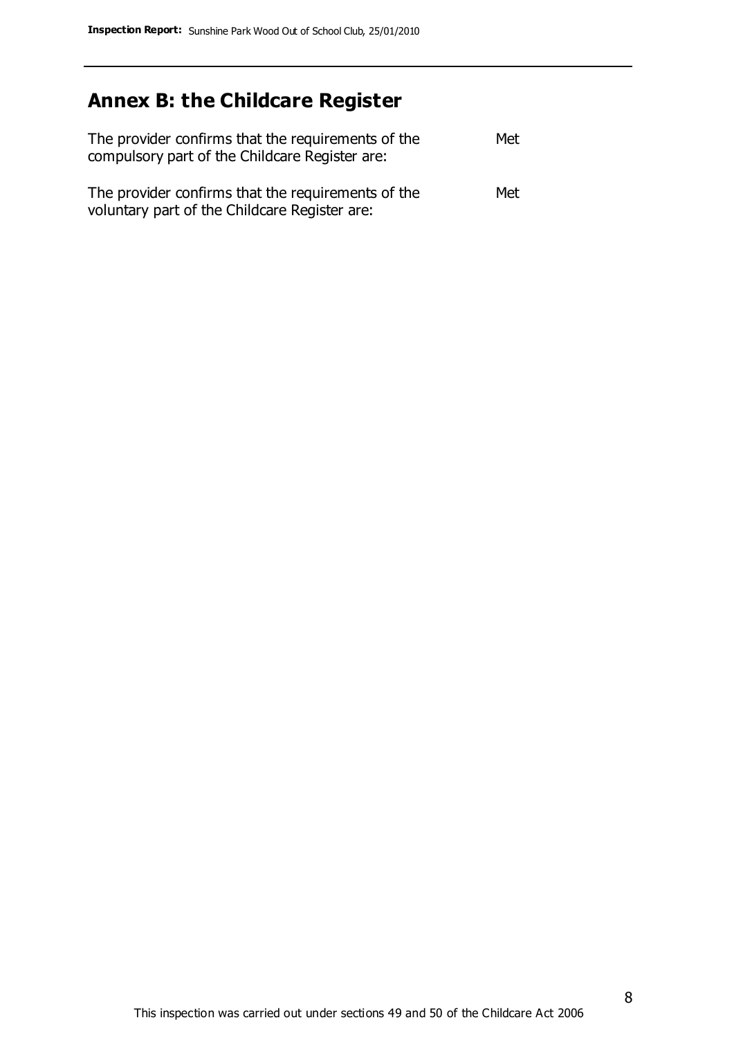## Annex B: the Childcare Register

| | |
|---|---|
| The provider confirms that the requirements of the compulsory part of the Childcare Register are: | Met |
| The provider confirms that the requirements of the voluntary part of the Childcare Register are: | Met |

This inspection was carried out under sections 49 and 50 of the Childcare Act 2006